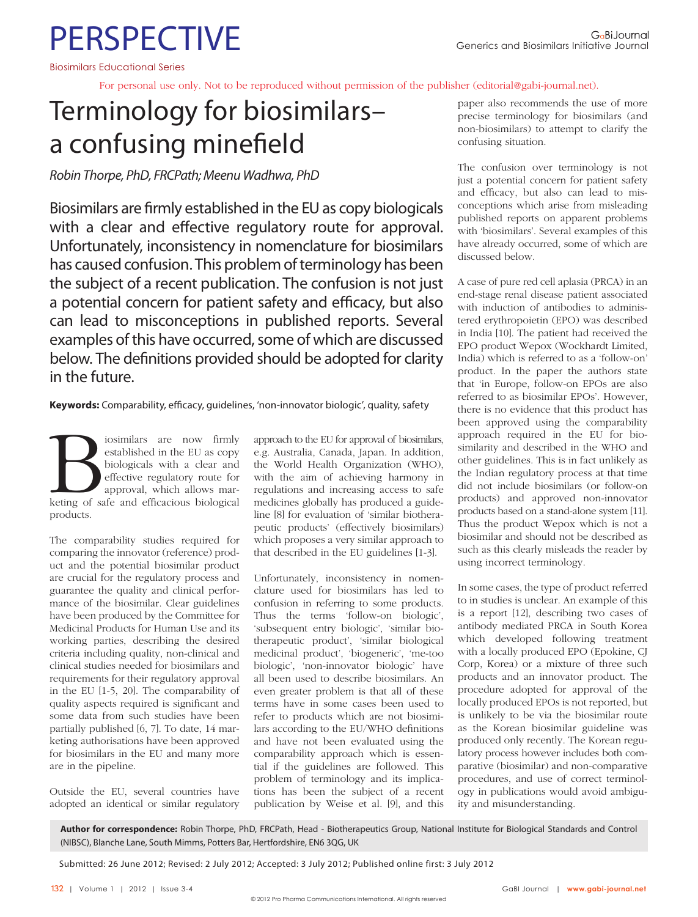# PERSPECTIVE

Biosimilars Educational Series

For personal use only. Not to be reproduced without permission of the publisher (editorial@gabi-journal.net).

# Terminology for biosimilars–a confusing minefield

*Robin Thorpe, PhD, FRCPath; Meenu Wadhwa, PhD*

Biosimilars are firmly established in the EU as copy biologicals with a clear and effective regulatory route for approval. Unfortunately, inconsistency in nomenclature for biosimilars has caused confusion. This problem of terminology has been the subject of a recent publication. The confusion is not just a potential concern for patient safety and efficacy, but also can lead to misconceptions in published reports. Several examples of this have occurred, some of which are discussed below. The definitions provided should be adopted for clarity in the future.

**Keywords:** Comparability, efficacy, guidelines, 'non-innovator biologic', quality, safety

Biosimilars are now firmly established in the EU as copy biologicals with a clear and effective regulatory route for approval, which allows marketing of safe and efficacious biological products.

The comparability studies required for comparing the innovator (reference) product and the potential biosimilar product are crucial for the regulatory process and guarantee the quality and clinical performance of the biosimilar. Clear guidelines have been produced by the Committee for Medicinal Products for Human Use and its working parties, describing the desired criteria including quality, non-clinical and clinical studies needed for biosimilars and requirements for their regulatory approval in the EU [1-5, 20]. The comparability of quality aspects required is significant and some data from such studies have been partially published [6, 7]. To date, 14 marketing authorisations have been approved for biosimilars in the EU and many more are in the pipeline.

Outside the EU, several countries have adopted an identical or similar regulatory approach to the EU for approval of biosimilars, e.g. Australia, Canada, Japan. In addition, the World Health Organization (WHO), with the aim of achieving harmony in regulations and increasing access to safe medicines globally has produced a guideline [8] for evaluation of 'similar biotherapeutic products' (effectively biosimilars) which proposes a very similar approach to that described in the EU guidelines [1-3].

Unfortunately, inconsistency in nomenclature used for biosimilars has led to confusion in referring to some products. Thus the terms 'follow-on biologic', 'subsequent entry biologic', 'similar biotherapeutic product', 'similar biological medicinal product', 'biogeneric', 'me-too biologic', 'non-innovator biologic' have all been used to describe biosimilars. An even greater problem is that all of these terms have in some cases been used to refer to products which are not biosimilars according to the EU/WHO definitions and have not been evaluated using the comparability approach which is essential if the guidelines are followed. This problem of terminology and its implications has been the subject of a recent publication by Weise et al. [9], and this paper also recommends the use of more precise terminology for biosimilars (and non-biosimilars) to attempt to clarify the confusing situation.

The confusion over terminology is not just a potential concern for patient safety and efficacy, but also can lead to misconceptions which arise from misleading published reports on apparent problems with 'biosimilars'. Several examples of this have already occurred, some of which are discussed below.

A case of pure red cell aplasia (PRCA) in an end-stage renal disease patient associated with induction of antibodies to administered erythropoietin (EPO) was described in India [10]. The patient had received the EPO product Wepox (Wockhardt Limited, India) which is referred to as a 'follow-on' product. In the paper the authors state that 'in Europe, follow-on EPOs are also referred to as biosimilar EPOs'. However, there is no evidence that this product has been approved using the comparability approach required in the EU for biosimilarity and described in the WHO and other guidelines. This is in fact unlikely as the Indian regulatory process at that time did not include biosimilars (or follow-on products) and approved non-innovator products based on a stand-alone system [11]. Thus the product Wepox which is not a biosimilar and should not be described as such as this clearly misleads the reader by using incorrect terminology.

In some cases, the type of product referred to in studies is unclear. An example of this is a report [12], describing two cases of antibody mediated PRCA in South Korea which developed following treatment with a locally produced EPO (Epokine, CJ Corp, Korea) or a mixture of three such products and an innovator product. The procedure adopted for approval of the locally produced EPOs is not reported, but is unlikely to be via the biosimilar route as the Korean biosimilar guideline was produced only recently. The Korean regulatory process however includes both comparative (biosimilar) and non-comparative procedures, and use of correct terminology in publications would avoid ambiguity and misunderstanding.

**Author for correspondence:** Robin Thorpe, PhD, FRCPath, Head - Biotherapeutics Group, National Institute for Biological Standards and Control (NIBSC), Blanche Lane, South Mimms, Potters Bar, Hertfordshire, EN6 3QG, UK

Submitted: 26 June 2012; Revised: 2 July 2012; Accepted: 3 July 2012; Published online first: 3 July 2012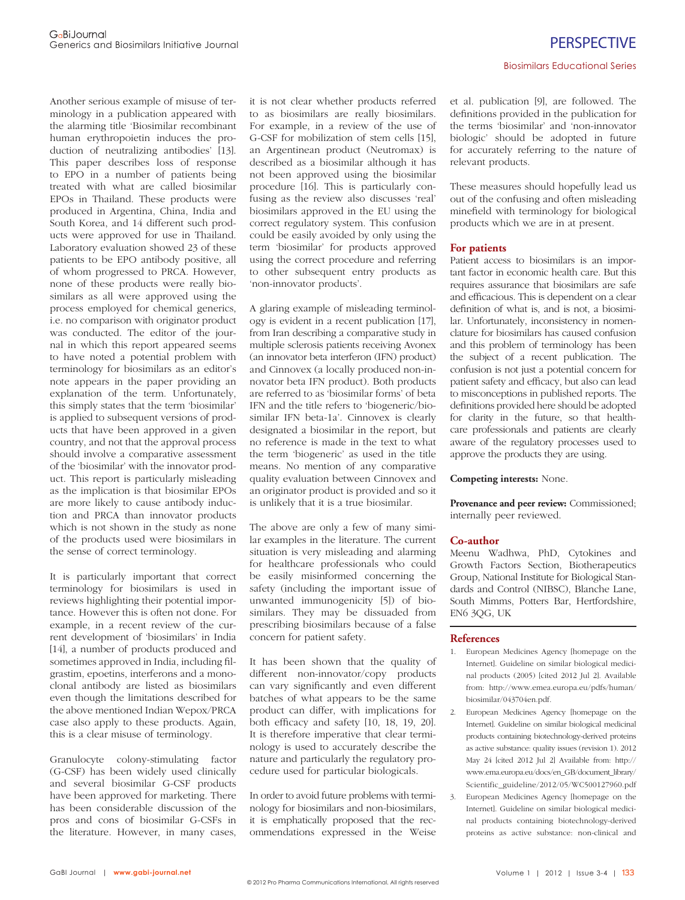Another serious example of misuse of terminology in a publication appeared with the alarming title 'Biosimilar recombinant human erythropoietin induces the production of neutralizing antibodies' [13]. This paper describes loss of response to EPO in a number of patients being treated with what are called biosimilar EPOs in Thailand. These products were produced in Argentina, China, India and South Korea, and 14 different such products were approved for use in Thailand. Laboratory evaluation showed 23 of these patients to be EPO antibody positive, all of whom progressed to PRCA. However, none of these products were really biosimilars as all were approved using the process employed for chemical generics, i.e. no comparison with originator product was conducted. The editor of the journal in which this report appeared seems to have noted a potential problem with terminology for biosimilars as an editor's note appears in the paper providing an explanation of the term. Unfortunately, this simply states that the term 'biosimilar' is applied to subsequent versions of products that have been approved in a given country, and not that the approval process should involve a comparative assessment of the 'biosimilar' with the innovator product. This report is particularly misleading as the implication is that biosimilar EPOs are more likely to cause antibody induction and PRCA than innovator products which is not shown in the study as none of the products used were biosimilars in the sense of correct terminology.

It is particularly important that correct terminology for biosimilars is used in reviews highlighting their potential importance. However this is often not done. For example, in a recent review of the current development of 'biosimilars' in India [14], a number of products produced and sometimes approved in India, including filgrastim, epoetins, interferons and a monoclonal antibody are listed as biosimilars even though the limitations described for the above mentioned Indian Wepox/PRCA case also apply to these products. Again, this is a clear misuse of terminology.

Granulocyte colony-stimulating factor (G-CSF) has been widely used clinically and several biosimilar G-CSF products have been approved for marketing. There has been considerable discussion of the pros and cons of biosimilar G-CSFs in the literature. However, in many cases, it is not clear whether products referred to as biosimilars are really biosimilars. For example, in a review of the use of G-CSF for mobilization of stem cells [15], an Argentinean product (Neutromax) is described as a biosimilar although it has not been approved using the biosimilar procedure [16]. This is particularly confusing as the review also discusses 'real' biosimilars approved in the EU using the correct regulatory system. This confusion could be easily avoided by only using the term 'biosimilar' for products approved using the correct procedure and referring to other subsequent entry products as 'non-innovator products'.

A glaring example of misleading terminology is evident in a recent publication [17], from Iran describing a comparative study in multiple sclerosis patients receiving Avonex (an innovator beta interferon (IFN) product) and Cinnovex (a locally produced non-innovator beta IFN product). Both products are referred to as 'biosimilar forms' of beta IFN and the title refers to 'biogeneric/biosimilar IFN beta-1a'. Cinnovex is clearly designated a biosimilar in the report, but no reference is made in the text to what the term 'biogeneric' as used in the title means. No mention of any comparative quality evaluation between Cinnovex and an originator product is provided and so it is unlikely that it is a true biosimilar.

The above are only a few of many similar examples in the literature. The current situation is very misleading and alarming for healthcare professionals who could be easily misinformed concerning the safety (including the important issue of unwanted immunogenicity [5]) of biosimilars. They may be dissuaded from prescribing biosimilars because of a false concern for patient safety.

It has been shown that the quality of different non-innovator/copy products can vary significantly and even different batches of what appears to be the same product can differ, with implications for both efficacy and safety [10, 18, 19, 20]. It is therefore imperative that clear terminology is used to accurately describe the nature and particularly the regulatory procedure used for particular biologicals.

In order to avoid future problems with terminology for biosimilars and non-biosimilars, it is emphatically proposed that the recommendations expressed in the Weise et al. publication [9], are followed. The definitions provided in the publication for the terms 'biosimilar' and 'non-innovator biologic' should be adopted in future for accurately referring to the nature of relevant products.

These measures should hopefully lead us out of the confusing and often misleading minefield with terminology for biological products which we are in at present.

## For patients

Patient access to biosimilars is an important factor in economic health care. But this requires assurance that biosimilars are safe and efficacious. This is dependent on a clear definition of what is, and is not, a biosimilar. Unfortunately, inconsistency in nomenclature for biosimilars has caused confusion and this problem of terminology has been the subject of a recent publication. The confusion is not just a potential concern for patient safety and efficacy, but also can lead to misconceptions in published reports. The definitions provided here should be adopted for clarity in the future, so that healthcare professionals and patients are clearly aware of the regulatory processes used to approve the products they are using.

**Competing interests:** None.

**Provenance and peer review:** Commissioned; internally peer reviewed.

## Co-author

Meenu Wadhwa, PhD, Cytokines and Growth Factors Section, Biotherapeutics Group, National Institute for Biological Standards and Control (NIBSC), Blanche Lane, South Mimms, Potters Bar, Hertfordshire, EN6 3QG, UK

## References

1. European Medicines Agency [homepage on the Internet]. Guideline on similar biological medicinal products (2005) [cited 2012 Jul 2]. Available from: http://www.emea.europa.eu/pdfs/human/biosimilar/043704en.pdf.
2. European Medicines Agency [homepage on the Internet]. Guideline on similar biological medicinal products containing biotechnology-derived proteins as active substance: quality issues (revision 1). 2012 May 24 [cited 2012 Jul 2] Available from: http://www.ema.europa.eu/docs/en_GB/document_library/Scientific_guideline/2012/05/WC500127960.pdf
3. European Medicines Agency [homepage on the Internet]. Guideline on similar biological medicinal products containing biotechnology-derived proteins as active substance: non-clinical and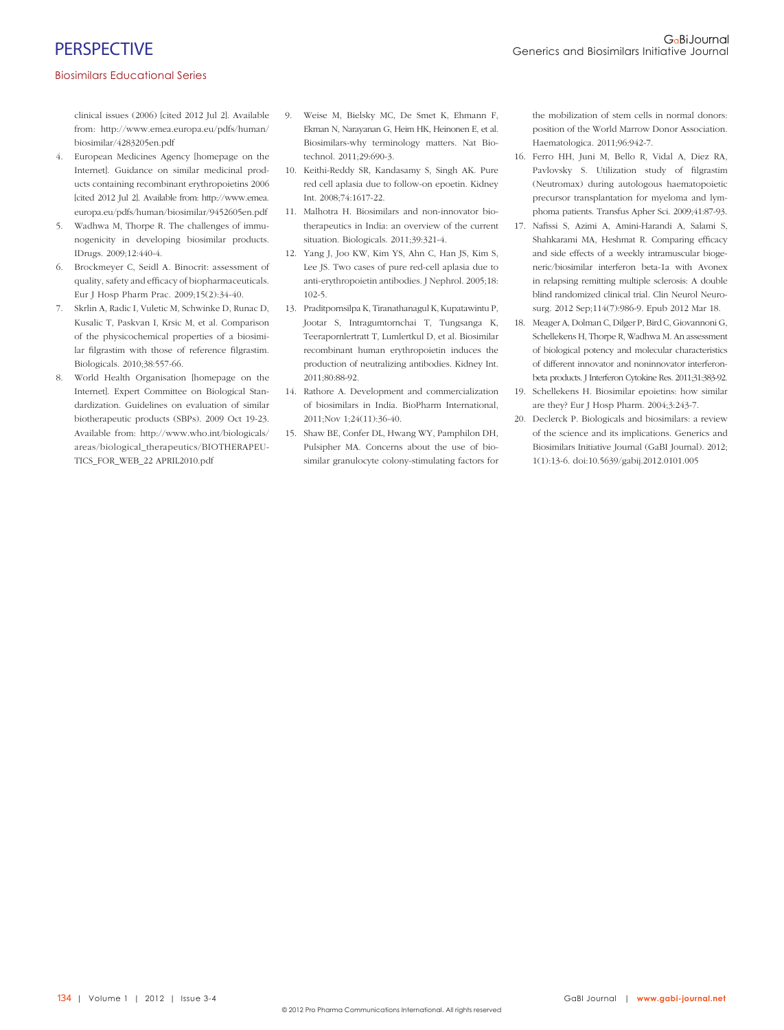clinical issues (2006) [cited 2012 Jul 2]. Available from: http://www.emea.europa.eu/pdfs/human/biosimilar/4283205en.pdf

4. European Medicines Agency [homepage on the Internet]. Guidance on similar medicinal products containing recombinant erythropoietins 2006 [cited 2012 Jul 2]. Available from: http://www.emea.europa.eu/pdfs/human/biosimilar/9452605en.pdf
5. Wadhwa M, Thorpe R. The challenges of immunogenicity in developing biosimilar products. IDrugs. 2009;12:440-4.
6. Brockmeyer C, Seidl A. Binocrit: assessment of quality, safety and efficacy of biopharmaceuticals. Eur J Hosp Pharm Prac. 2009;15(2):34-40.
7. Skrlin A, Radic I, Vuletic M, Schwinke D, Runac D, Kusalic T, Paskvan I, Krsic M, et al. Comparison of the physicochemical properties of a biosimilar filgrastim with those of reference filgrastim. Biologicals. 2010;38:557-66.
8. World Health Organisation [homepage on the Internet]. Expert Committee on Biological Standardization. Guidelines on evaluation of similar biotherapeutic products (SBPs). 2009 Oct 19-23. Available from: http://www.who.int/biologicals/areas/biological_therapeutics/BIOTHERAPEUTICS_FOR_WEB_22 APRIL2010.pdf
9. Weise M, Bielsky MC, De Smet K, Ehmann F, Ekman N, Narayanan G, Heim HK, Heinonen E, et al. Biosimilars-why terminology matters. Nat Biotechnol. 2011;29:690-3.
10. Keithi-Reddy SR, Kandasamy S, Singh AK. Pure red cell aplasia due to follow-on epoetin. Kidney Int. 2008;74:1617-22.
11. Malhotra H. Biosimilars and non-innovator biotherapeutics in India: an overview of the current situation. Biologicals. 2011;39:321-4.
12. Yang J, Joo KW, Kim YS, Ahn C, Han JS, Kim S, Lee JS. Two cases of pure red-cell aplasia due to anti-erythropoietin antibodies. J Nephrol. 2005;18:102-5.
13. Praditpornsilpa K, Tiranathanagul K, Kupatawintu P, Jootar S, Intragumtornchai T, Tungsanga K, Teerapornlertratt T, Lumlertkul D, et al. Biosimilar recombinant human erythropoietin induces the production of neutralizing antibodies. Kidney Int. 2011;80:88-92.
14. Rathore A. Development and commercialization of biosimilars in India. BioPharm International, 2011;Nov 1;24(11):36-40.
15. Shaw BE, Confer DL, Hwang WY, Pamphilon DH, Pulsipher MA. Concerns about the use of biosimilar granulocyte colony-stimulating factors for the mobilization of stem cells in normal donors: position of the World Marrow Donor Association. Haematologica. 2011;96:942-7.
16. Ferro HH, Juni M, Bello R, Vidal A, Diez RA, Pavlovsky S. Utilization study of filgrastim (Neutromax) during autologous haematopoietic precursor transplantation for myeloma and lymphoma patients. Transfus Apher Sci. 2009;41:87-93.
17. Nafissi S, Azimi A, Amini-Harandi A, Salami S, Shahkarami MA, Heshmat R. Comparing efficacy and side effects of a weekly intramuscular biogeneric/biosimilar interferon beta-1a with Avonex in relapsing remitting multiple sclerosis: A double blind randomized clinical trial. Clin Neurol Neurosurg. 2012 Sep;114(7):986-9. Epub 2012 Mar 18.
18. Meager A, Dolman C, Dilger P, Bird C, Giovannoni G, Schellekens H, Thorpe R, Wadhwa M. An assessment of biological potency and molecular characteristics of different innovator and noninnovator interferon-beta products. J Interferon Cytokine Res. 2011;31:383-92.
19. Schellekens H. Biosimilar epoietins: how similar are they? Eur J Hosp Pharm. 2004;3:243-7.
20. Declerck P. Biologicals and biosimilars: a review of the science and its implications. Generics and Biosimilars Initiative Journal (GaBI Journal). 2012; 1(1):13-6. doi:10.5639/gabij.2012.0101.005